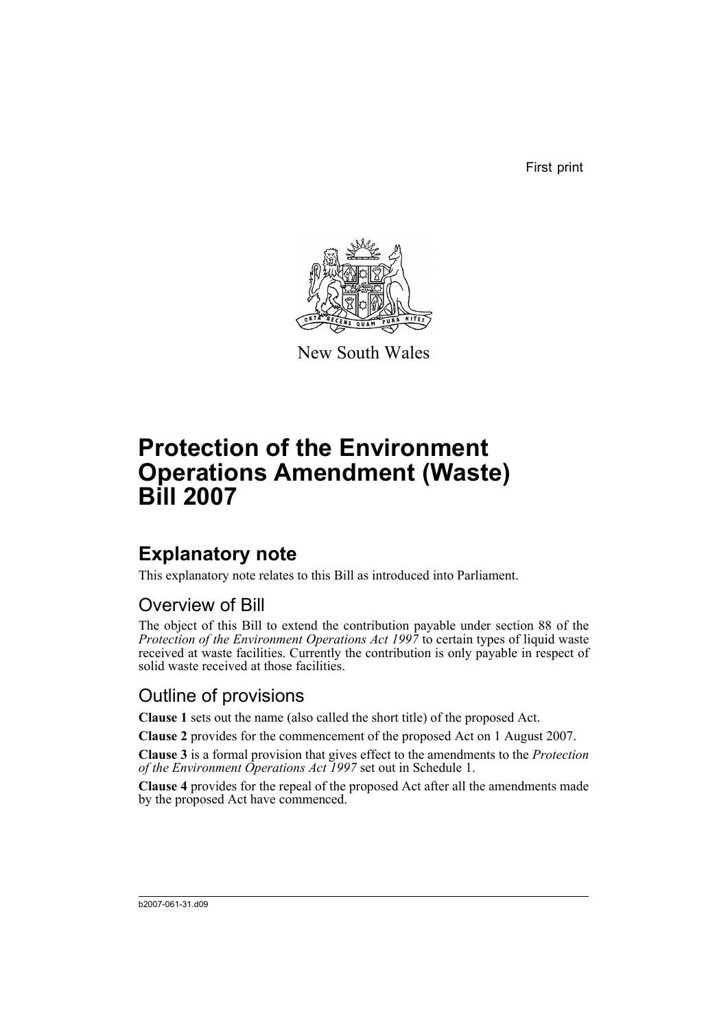First print

New South Wales

# Protection of the Environment Operations Amendment (Waste) Bill 2007

## Explanatory note

This explanatory note relates to this Bill as introduced into Parliament.

### Overview of Bill

The object of this Bill to extend the contribution payable under section 88 of the *Protection of the Environment Operations Act 1997* to certain types of liquid waste received at waste facilities. Currently the contribution is only payable in respect of solid waste received at those facilities.

### Outline of provisions

**Clause 1** sets out the name (also called the short title) of the proposed Act.

**Clause 2** provides for the commencement of the proposed Act on 1 August 2007.

**Clause 3** is a formal provision that gives effect to the amendments to the *Protection of the Environment Operations Act 1997* set out in Schedule 1.

**Clause 4** provides for the repeal of the proposed Act after all the amendments made by the proposed Act have commenced.

b2007-061-31.d09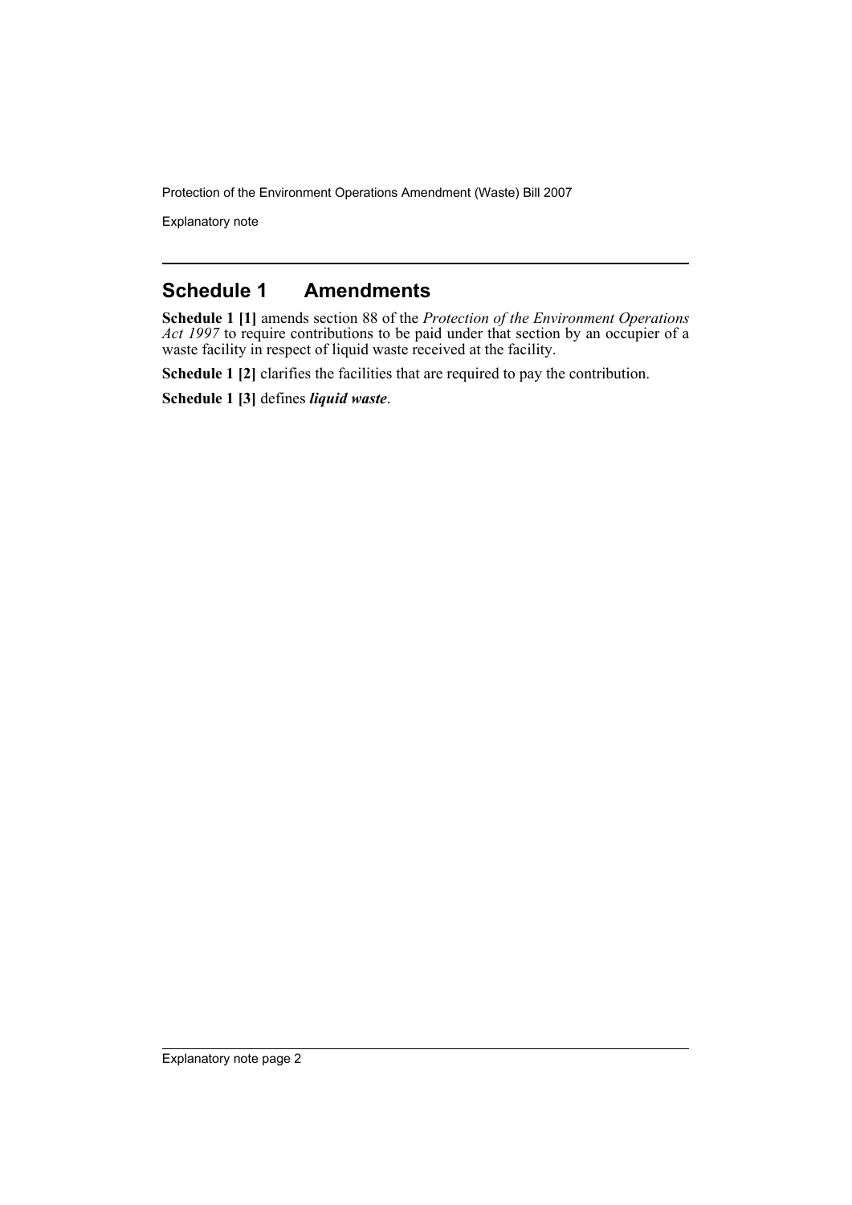## Schedule 1 Amendments

**Schedule 1 [1]** amends section 88 of the *Protection of the Environment Operations Act 1997* to require contributions to be paid under that section by an occupier of a waste facility in respect of liquid waste received at the facility.

**Schedule 1 [2]** clarifies the facilities that are required to pay the contribution.

**Schedule 1 [3]** defines ***liquid waste***.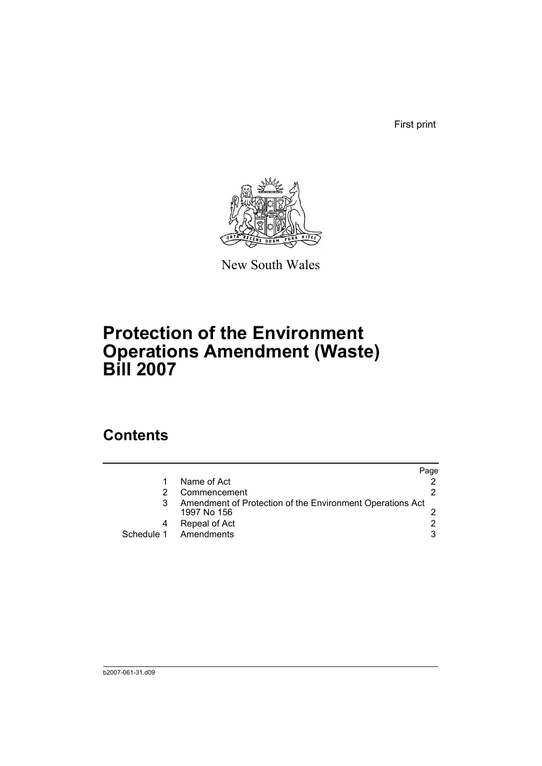First print

New South Wales

# Protection of the Environment Operations Amendment (Waste) Bill 2007

## Contents

| | | Page |
|---|---|---|
| 1 | Name of Act | 2 |
| 2 | Commencement | 2 |
| 3 | Amendment of Protection of the Environment Operations Act 1997 No 156 | 2 |
| 4 | Repeal of Act | 2 |
| Schedule 1 | Amendments | 3 |

b2007-061-31.d09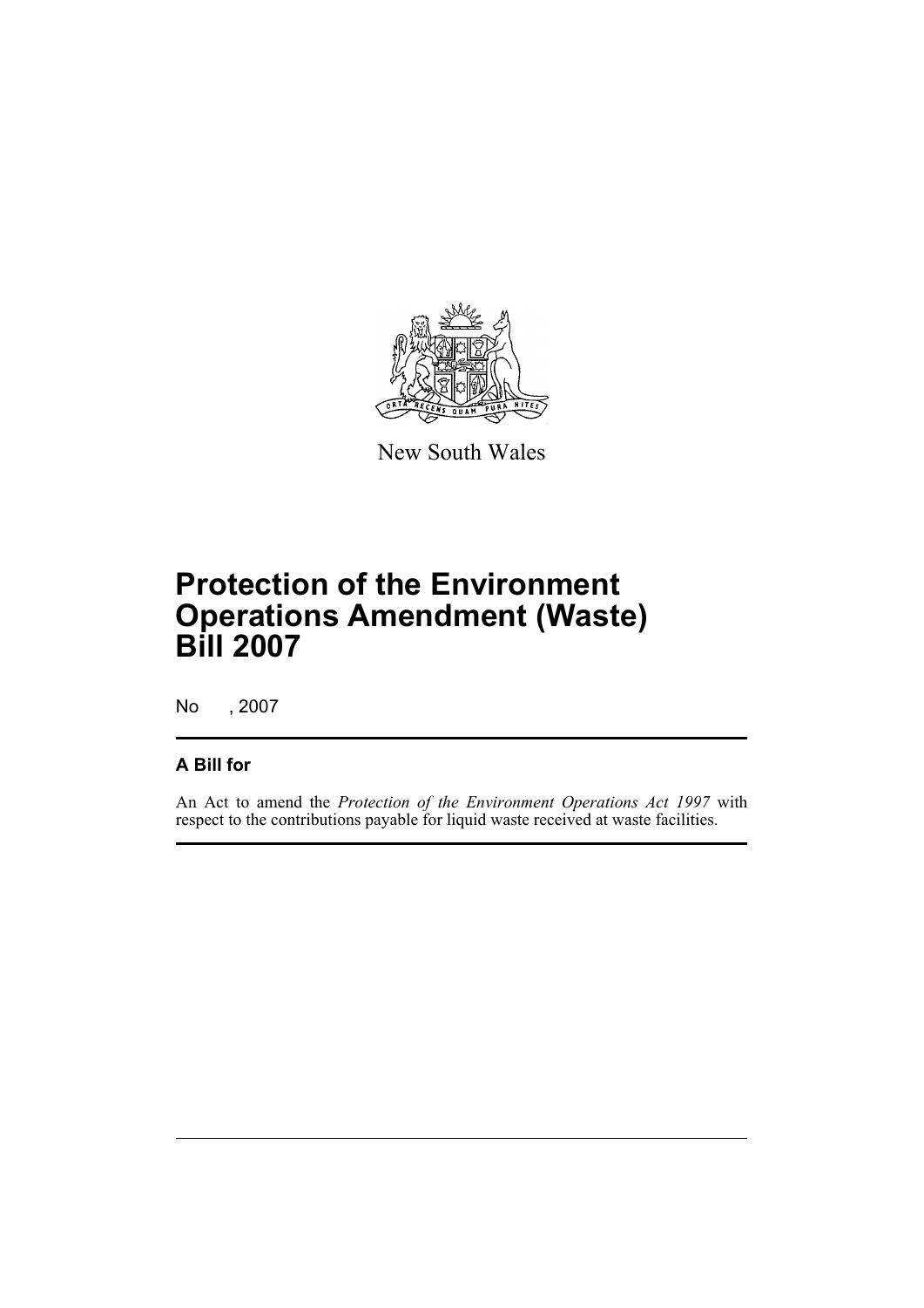New South Wales

# Protection of the Environment Operations Amendment (Waste) Bill 2007

No , 2007

## A Bill for

An Act to amend the *Protection of the Environment Operations Act 1997* with respect to the contributions payable for liquid waste received at waste facilities.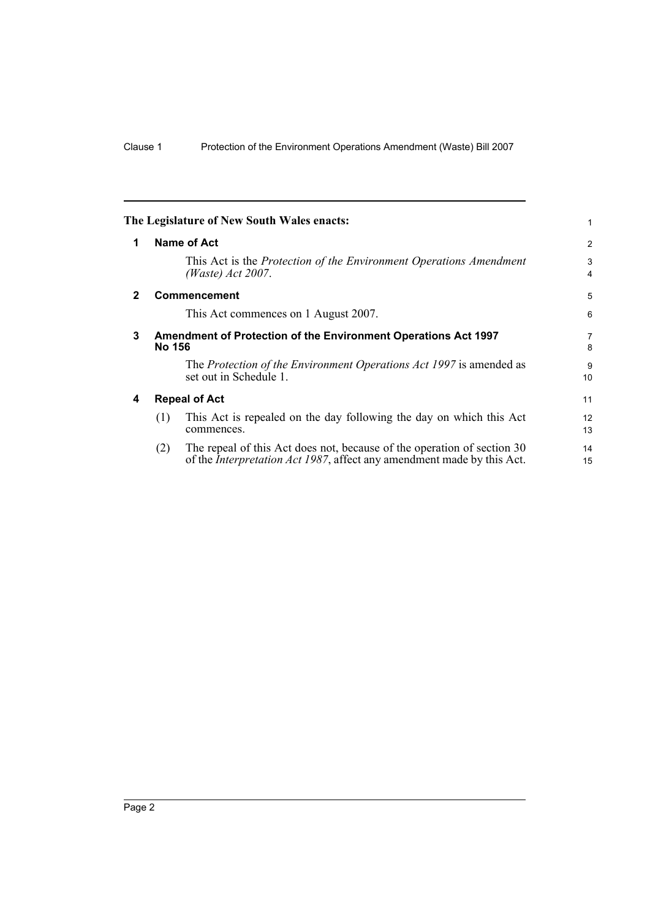**The Legislature of New South Wales enacts:**

## 1 Name of Act

This Act is the *Protection of the Environment Operations Amendment (Waste) Act 2007*.

## 2 Commencement

This Act commences on 1 August 2007.

## 3 Amendment of Protection of the Environment Operations Act 1997 No 156

The *Protection of the Environment Operations Act 1997* is amended as set out in Schedule 1.

## 4 Repeal of Act

(1) This Act is repealed on the day following the day on which this Act commences.

(2) The repeal of this Act does not, because of the operation of section 30 of the *Interpretation Act 1987*, affect any amendment made by this Act.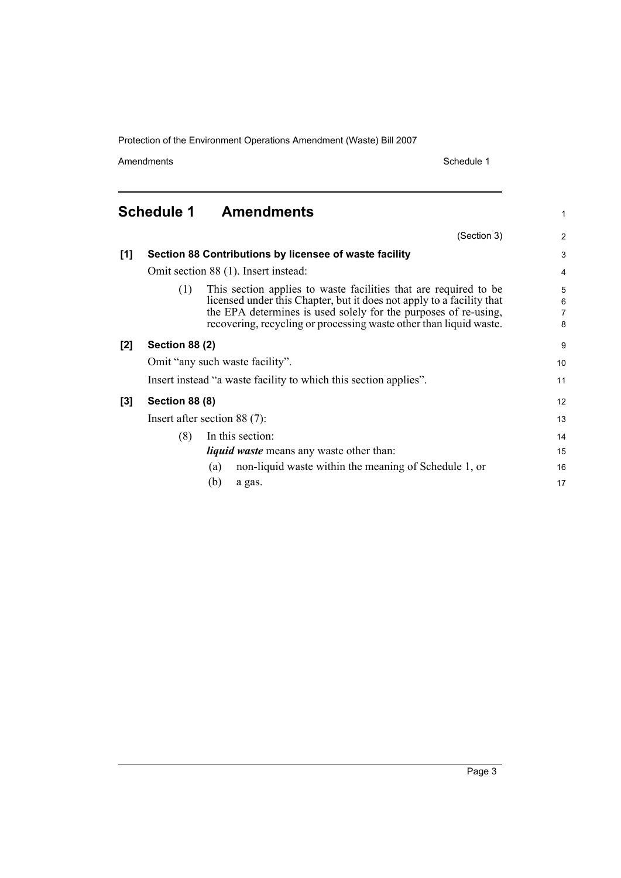## Schedule 1 Amendments

(Section 3)

**[1] Section 88 Contributions by licensee of waste facility**

Omit section 88 (1). Insert instead:

(1) This section applies to waste facilities that are required to be licensed under this Chapter, but it does not apply to a facility that the EPA determines is used solely for the purposes of re-using, recovering, recycling or processing waste other than liquid waste.

**[2] Section 88 (2)**

Omit "any such waste facility".

Insert instead "a waste facility to which this section applies".

**[3] Section 88 (8)**

Insert after section 88 (7):

(8) In this section:

***liquid waste*** means any waste other than:

(a) non-liquid waste within the meaning of Schedule 1, or

(b) a gas.